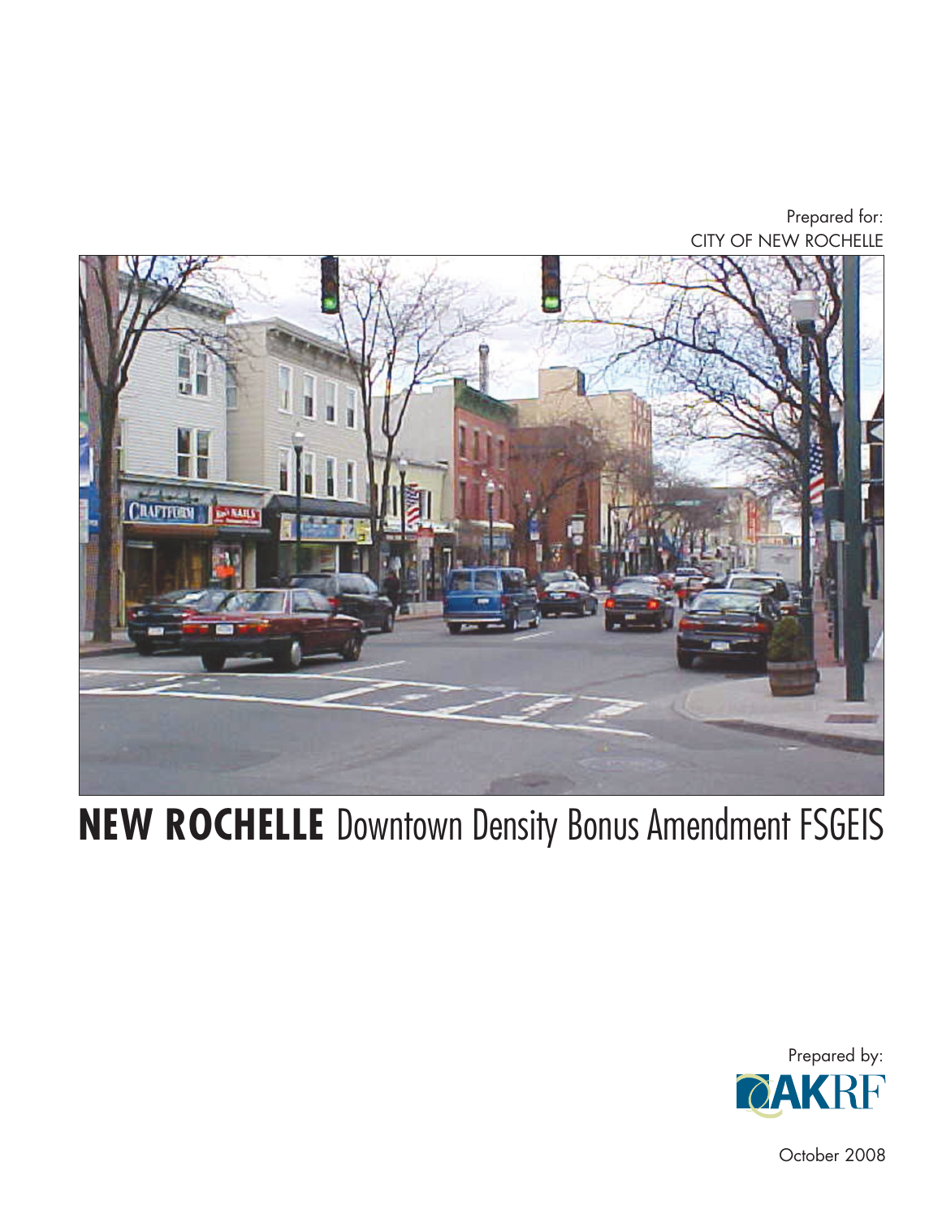Prepared for:
CITY OF NEW ROCHELLE

# **NEW ROCHELLE** Downtown Density Bonus Amendment FSGEIS

Prepared by:
AKRF

October 2008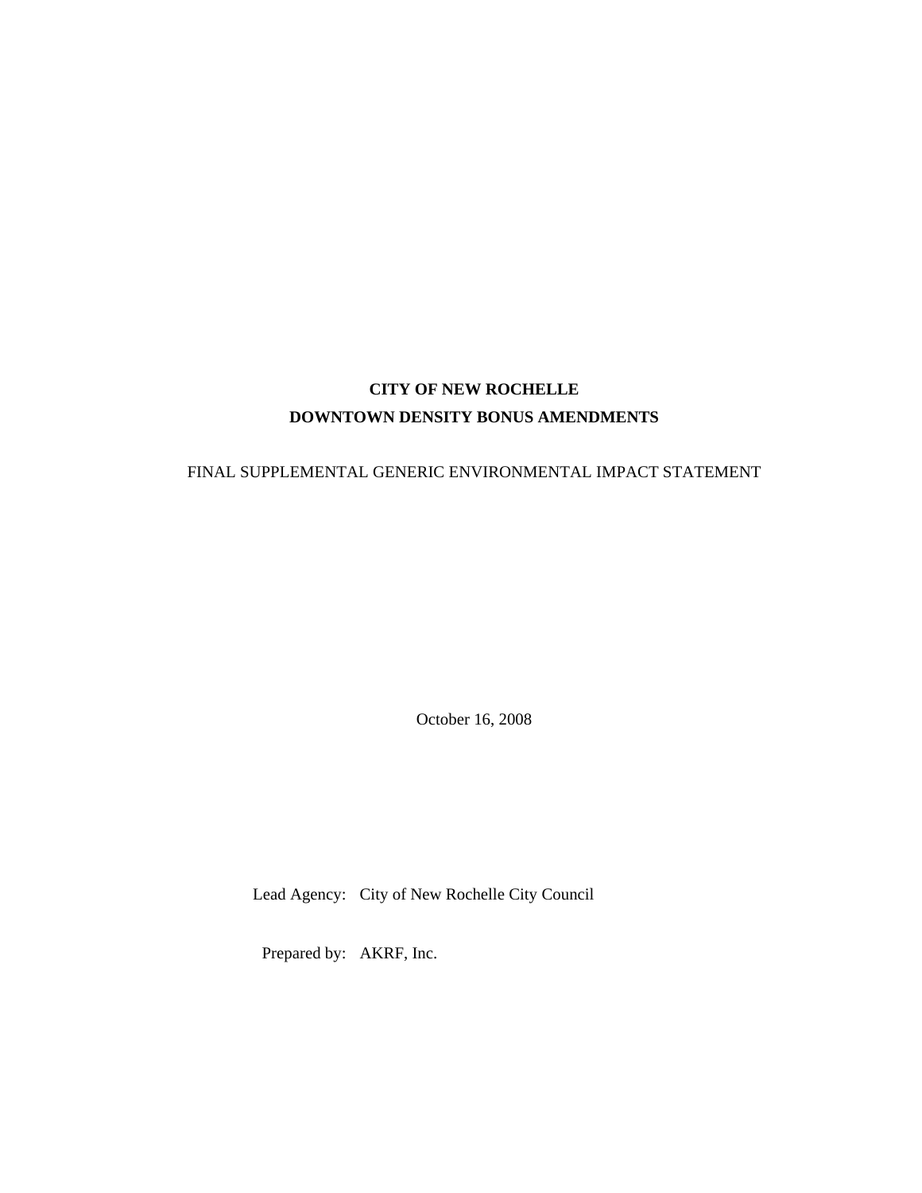**CITY OF NEW ROCHELLE**

**DOWNTOWN DENSITY BONUS AMENDMENTS**

FINAL SUPPLEMENTAL GENERIC ENVIRONMENTAL IMPACT STATEMENT

October 16, 2008

Lead Agency: City of New Rochelle City Council

Prepared by: AKRF, Inc.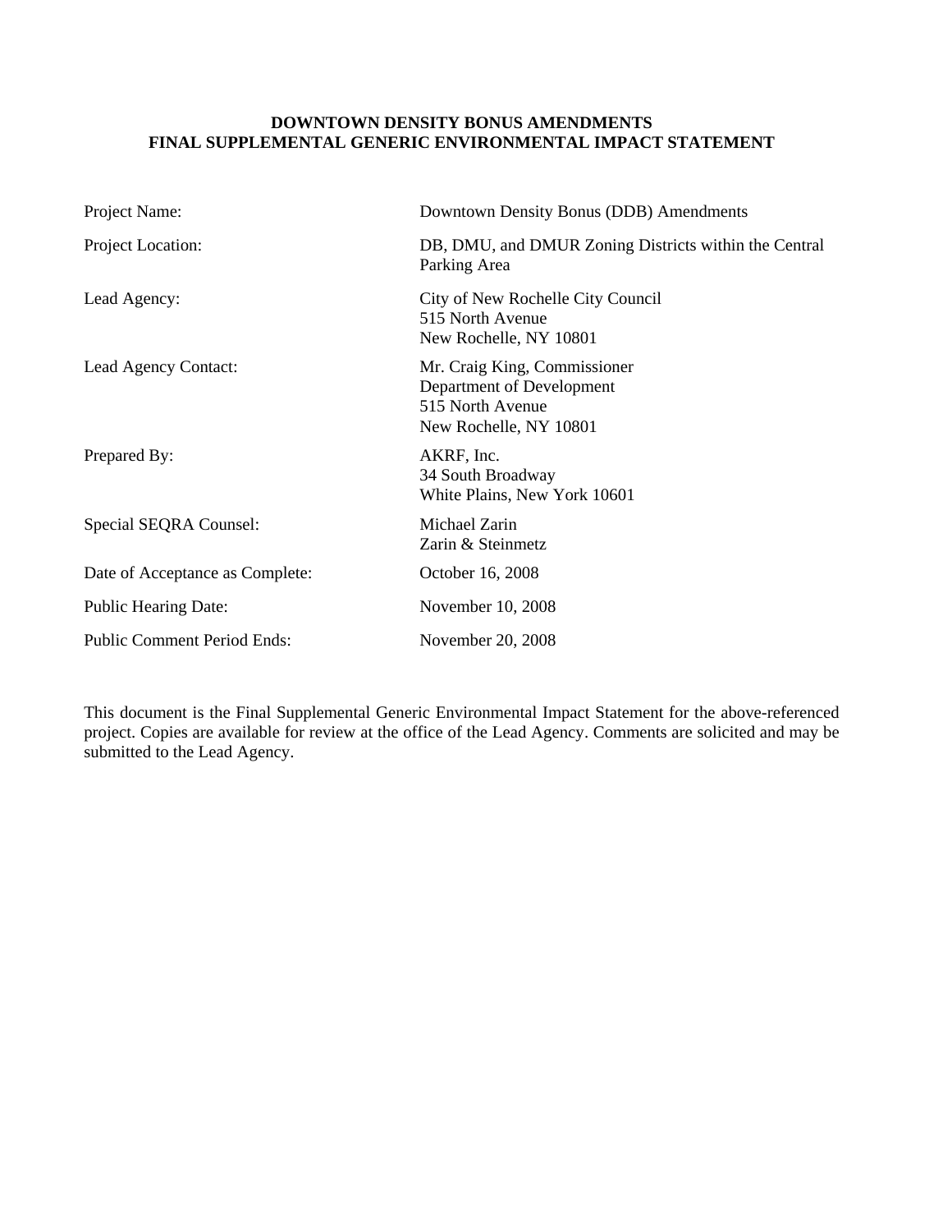**DOWNTOWN DENSITY BONUS AMENDMENTS**
**FINAL SUPPLEMENTAL GENERIC ENVIRONMENTAL IMPACT STATEMENT**

| | |
|---|---|
| Project Name: | Downtown Density Bonus (DDB) Amendments |
| Project Location: | DB, DMU, and DMUR Zoning Districts within the Central Parking Area |
| Lead Agency: | City of New Rochelle City Council<br>515 North Avenue<br>New Rochelle, NY 10801 |
| Lead Agency Contact: | Mr. Craig King, Commissioner<br>Department of Development<br>515 North Avenue<br>New Rochelle, NY 10801 |
| Prepared By: | AKRF, Inc.<br>34 South Broadway<br>White Plains, New York 10601 |
| Special SEQRA Counsel: | Michael Zarin<br>Zarin & Steinmetz |
| Date of Acceptance as Complete: | October 16, 2008 |
| Public Hearing Date: | November 10, 2008 |
| Public Comment Period Ends: | November 20, 2008 |

This document is the Final Supplemental Generic Environmental Impact Statement for the above-referenced project. Copies are available for review at the office of the Lead Agency. Comments are solicited and may be submitted to the Lead Agency.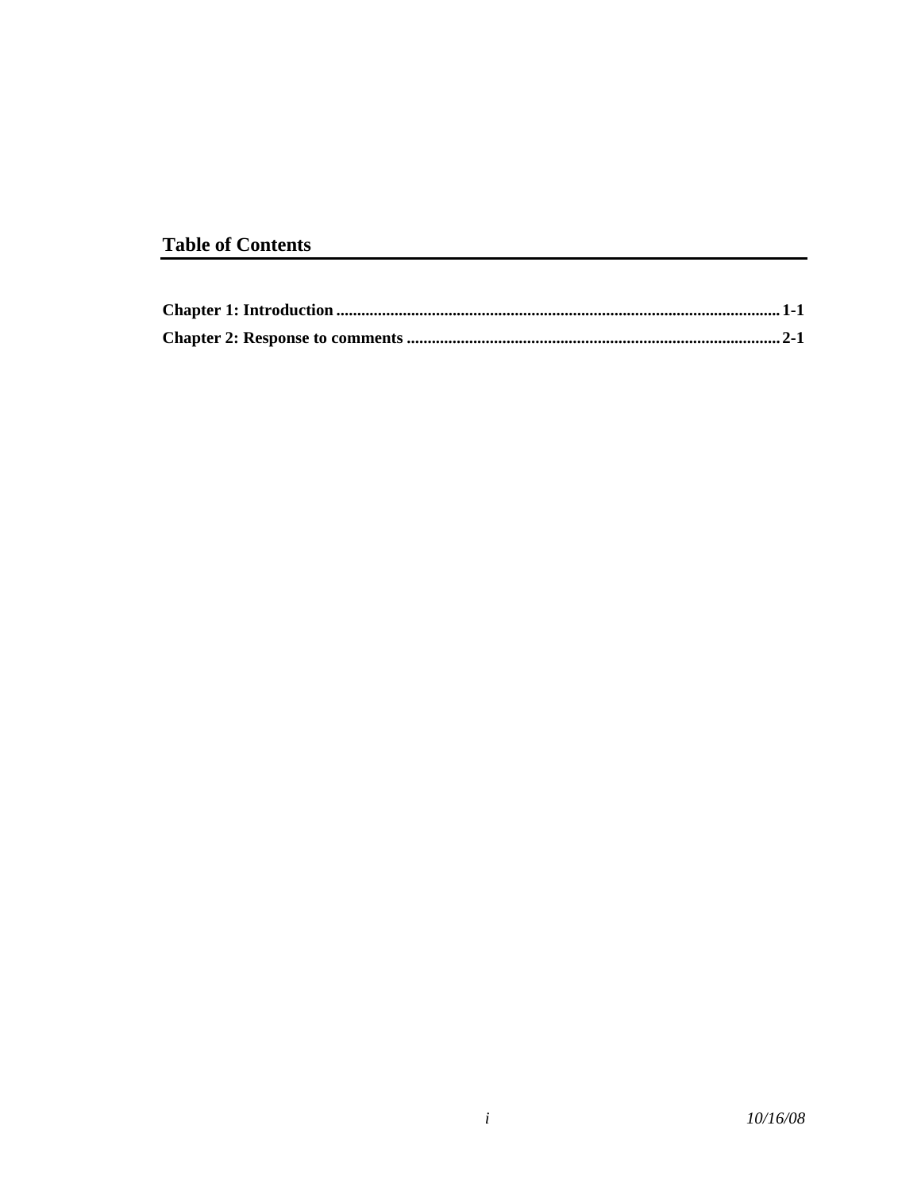## Table of Contents

**Chapter 1: Introduction** .......................................................................................................... **1-1**

**Chapter 2: Response to comments** .......................................................................................... **2-1**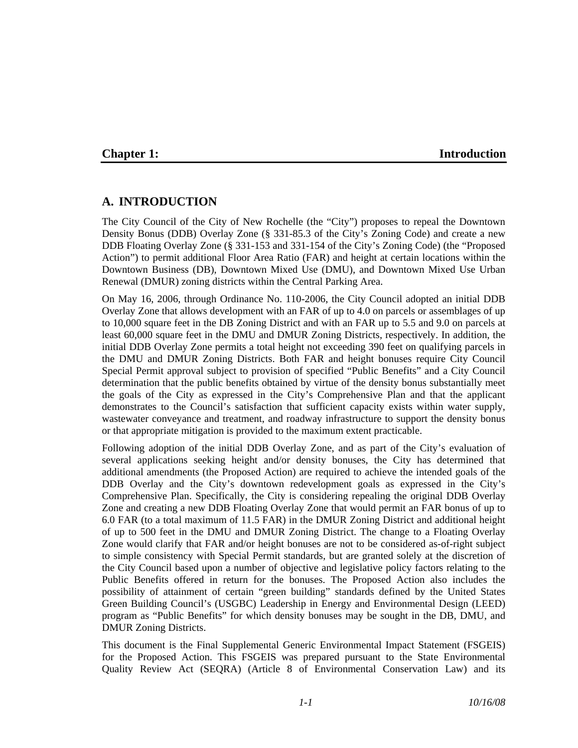# Chapter 1: Introduction

## A. INTRODUCTION

The City Council of the City of New Rochelle (the "City") proposes to repeal the Downtown Density Bonus (DDB) Overlay Zone (§ 331-85.3 of the City's Zoning Code) and create a new DDB Floating Overlay Zone (§ 331-153 and 331-154 of the City's Zoning Code) (the "Proposed Action") to permit additional Floor Area Ratio (FAR) and height at certain locations within the Downtown Business (DB), Downtown Mixed Use (DMU), and Downtown Mixed Use Urban Renewal (DMUR) zoning districts within the Central Parking Area.

On May 16, 2006, through Ordinance No. 110-2006, the City Council adopted an initial DDB Overlay Zone that allows development with an FAR of up to 4.0 on parcels or assemblages of up to 10,000 square feet in the DB Zoning District and with an FAR up to 5.5 and 9.0 on parcels at least 60,000 square feet in the DMU and DMUR Zoning Districts, respectively. In addition, the initial DDB Overlay Zone permits a total height not exceeding 390 feet on qualifying parcels in the DMU and DMUR Zoning Districts. Both FAR and height bonuses require City Council Special Permit approval subject to provision of specified "Public Benefits" and a City Council determination that the public benefits obtained by virtue of the density bonus substantially meet the goals of the City as expressed in the City's Comprehensive Plan and that the applicant demonstrates to the Council's satisfaction that sufficient capacity exists within water supply, wastewater conveyance and treatment, and roadway infrastructure to support the density bonus or that appropriate mitigation is provided to the maximum extent practicable.

Following adoption of the initial DDB Overlay Zone, and as part of the City's evaluation of several applications seeking height and/or density bonuses, the City has determined that additional amendments (the Proposed Action) are required to achieve the intended goals of the DDB Overlay and the City's downtown redevelopment goals as expressed in the City's Comprehensive Plan. Specifically, the City is considering repealing the original DDB Overlay Zone and creating a new DDB Floating Overlay Zone that would permit an FAR bonus of up to 6.0 FAR (to a total maximum of 11.5 FAR) in the DMUR Zoning District and additional height of up to 500 feet in the DMU and DMUR Zoning District. The change to a Floating Overlay Zone would clarify that FAR and/or height bonuses are not to be considered as-of-right subject to simple consistency with Special Permit standards, but are granted solely at the discretion of the City Council based upon a number of objective and legislative policy factors relating to the Public Benefits offered in return for the bonuses. The Proposed Action also includes the possibility of attainment of certain "green building" standards defined by the United States Green Building Council's (USGBC) Leadership in Energy and Environmental Design (LEED) program as "Public Benefits" for which density bonuses may be sought in the DB, DMU, and DMUR Zoning Districts.

This document is the Final Supplemental Generic Environmental Impact Statement (FSGEIS) for the Proposed Action. This FSGEIS was prepared pursuant to the State Environmental Quality Review Act (SEQRA) (Article 8 of Environmental Conservation Law) and its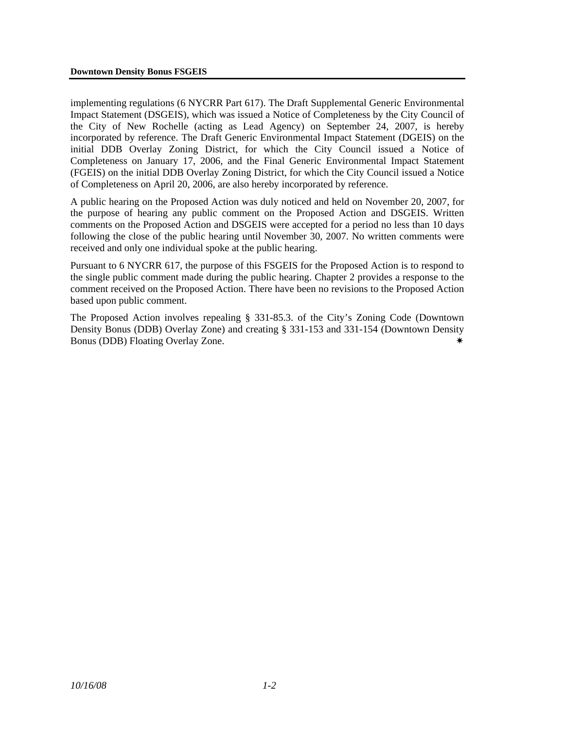implementing regulations (6 NYCRR Part 617). The Draft Supplemental Generic Environmental Impact Statement (DSGEIS), which was issued a Notice of Completeness by the City Council of the City of New Rochelle (acting as Lead Agency) on September 24, 2007, is hereby incorporated by reference. The Draft Generic Environmental Impact Statement (DGEIS) on the initial DDB Overlay Zoning District, for which the City Council issued a Notice of Completeness on January 17, 2006, and the Final Generic Environmental Impact Statement (FGEIS) on the initial DDB Overlay Zoning District, for which the City Council issued a Notice of Completeness on April 20, 2006, are also hereby incorporated by reference.

A public hearing on the Proposed Action was duly noticed and held on November 20, 2007, for the purpose of hearing any public comment on the Proposed Action and DSGEIS. Written comments on the Proposed Action and DSGEIS were accepted for a period no less than 10 days following the close of the public hearing until November 30, 2007. No written comments were received and only one individual spoke at the public hearing.

Pursuant to 6 NYCRR 617, the purpose of this FSGEIS for the Proposed Action is to respond to the single public comment made during the public hearing. Chapter 2 provides a response to the comment received on the Proposed Action. There have been no revisions to the Proposed Action based upon public comment.

The Proposed Action involves repealing § 331-85.3. of the City's Zoning Code (Downtown Density Bonus (DDB) Overlay Zone) and creating § 331-153 and 331-154 (Downtown Density Bonus (DDB) Floating Overlay Zone. ✷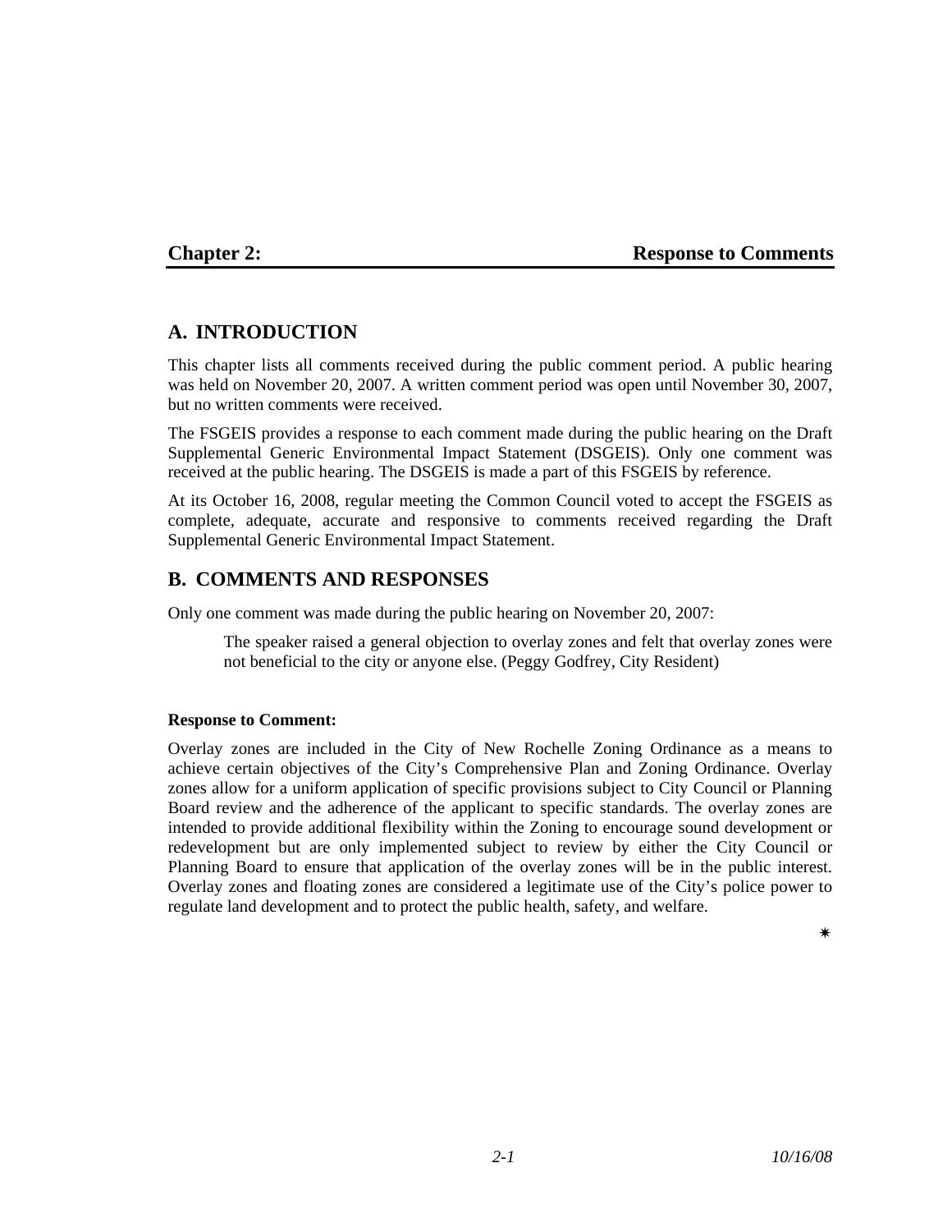# Chapter 2: Response to Comments

## A. INTRODUCTION

This chapter lists all comments received during the public comment period. A public hearing was held on November 20, 2007. A written comment period was open until November 30, 2007, but no written comments were received.

The FSGEIS provides a response to each comment made during the public hearing on the Draft Supplemental Generic Environmental Impact Statement (DSGEIS). Only one comment was received at the public hearing. The DSGEIS is made a part of this FSGEIS by reference.

At its October 16, 2008, regular meeting the Common Council voted to accept the FSGEIS as complete, adequate, accurate and responsive to comments received regarding the Draft Supplemental Generic Environmental Impact Statement.

## B. COMMENTS AND RESPONSES

Only one comment was made during the public hearing on November 20, 2007:

> The speaker raised a general objection to overlay zones and felt that overlay zones were not beneficial to the city or anyone else. (Peggy Godfrey, City Resident)

**Response to Comment:**

Overlay zones are included in the City of New Rochelle Zoning Ordinance as a means to achieve certain objectives of the City's Comprehensive Plan and Zoning Ordinance. Overlay zones allow for a uniform application of specific provisions subject to City Council or Planning Board review and the adherence of the applicant to specific standards. The overlay zones are intended to provide additional flexibility within the Zoning to encourage sound development or redevelopment but are only implemented subject to review by either the City Council or Planning Board to ensure that application of the overlay zones will be in the public interest. Overlay zones and floating zones are considered a legitimate use of the City's police power to regulate land development and to protect the public health, safety, and welfare.

*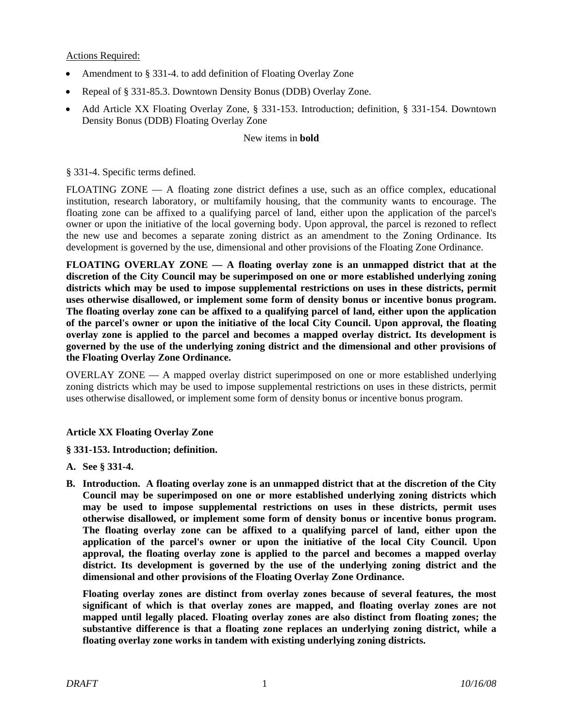<u>Actions Required:</u>

- Amendment to § 331-4. to add definition of Floating Overlay Zone
- Repeal of § 331-85.3. Downtown Density Bonus (DDB) Overlay Zone.
- Add Article XX Floating Overlay Zone, § 331-153. Introduction; definition, § 331-154. Downtown Density Bonus (DDB) Floating Overlay Zone

New items in **bold**

§ 331-4. Specific terms defined.

FLOATING ZONE — A floating zone district defines a use, such as an office complex, educational institution, research laboratory, or multifamily housing, that the community wants to encourage. The floating zone can be affixed to a qualifying parcel of land, either upon the application of the parcel's owner or upon the initiative of the local governing body. Upon approval, the parcel is rezoned to reflect the new use and becomes a separate zoning district as an amendment to the Zoning Ordinance. Its development is governed by the use, dimensional and other provisions of the Floating Zone Ordinance.

**FLOATING OVERLAY ZONE — A floating overlay zone is an unmapped district that at the discretion of the City Council may be superimposed on one or more established underlying zoning districts which may be used to impose supplemental restrictions on uses in these districts, permit uses otherwise disallowed, or implement some form of density bonus or incentive bonus program. The floating overlay zone can be affixed to a qualifying parcel of land, either upon the application of the parcel's owner or upon the initiative of the local City Council. Upon approval, the floating overlay zone is applied to the parcel and becomes a mapped overlay district. Its development is governed by the use of the underlying zoning district and the dimensional and other provisions of the Floating Overlay Zone Ordinance.**

OVERLAY ZONE — A mapped overlay district superimposed on one or more established underlying zoning districts which may be used to impose supplemental restrictions on uses in these districts, permit uses otherwise disallowed, or implement some form of density bonus or incentive bonus program.

**Article XX Floating Overlay Zone**

**§ 331-153. Introduction; definition.**

**A. See § 331-4.**

**B. Introduction. A floating overlay zone is an unmapped district that at the discretion of the City Council may be superimposed on one or more established underlying zoning districts which may be used to impose supplemental restrictions on uses in these districts, permit uses otherwise disallowed, or implement some form of density bonus or incentive bonus program. The floating overlay zone can be affixed to a qualifying parcel of land, either upon the application of the parcel's owner or upon the initiative of the local City Council. Upon approval, the floating overlay zone is applied to the parcel and becomes a mapped overlay district. Its development is governed by the use of the underlying zoning district and the dimensional and other provisions of the Floating Overlay Zone Ordinance.**

**Floating overlay zones are distinct from overlay zones because of several features, the most significant of which is that overlay zones are mapped, and floating overlay zones are not mapped until legally placed. Floating overlay zones are also distinct from floating zones; the substantive difference is that a floating zone replaces an underlying zoning district, while a floating overlay zone works in tandem with existing underlying zoning districts.**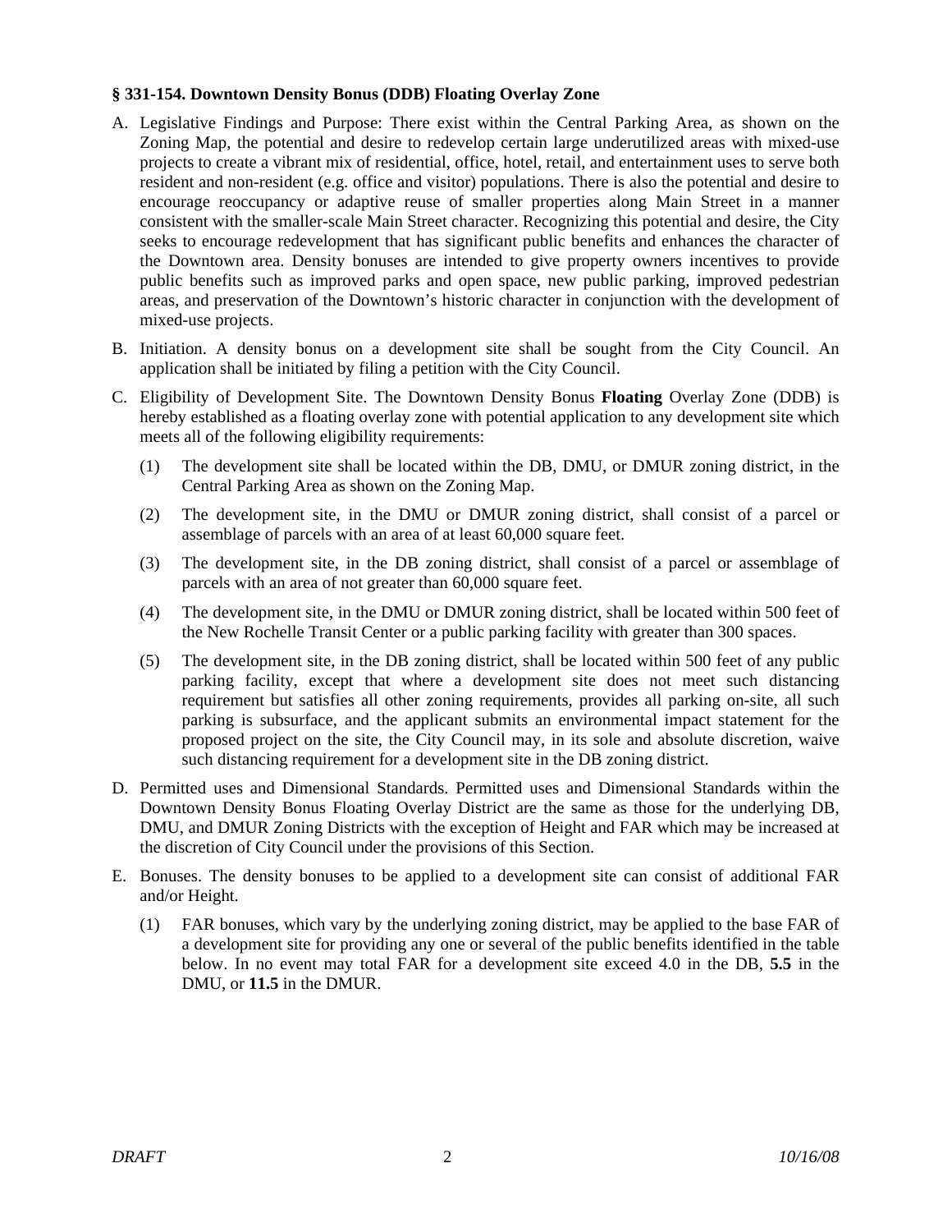**§ 331-154. Downtown Density Bonus (DDB) Floating Overlay Zone**

A. Legislative Findings and Purpose: There exist within the Central Parking Area, as shown on the Zoning Map, the potential and desire to redevelop certain large underutilized areas with mixed-use projects to create a vibrant mix of residential, office, hotel, retail, and entertainment uses to serve both resident and non-resident (e.g. office and visitor) populations. There is also the potential and desire to encourage reoccupancy or adaptive reuse of smaller properties along Main Street in a manner consistent with the smaller-scale Main Street character. Recognizing this potential and desire, the City seeks to encourage redevelopment that has significant public benefits and enhances the character of the Downtown area. Density bonuses are intended to give property owners incentives to provide public benefits such as improved parks and open space, new public parking, improved pedestrian areas, and preservation of the Downtown's historic character in conjunction with the development of mixed-use projects.

B. Initiation. A density bonus on a development site shall be sought from the City Council. An application shall be initiated by filing a petition with the City Council.

C. Eligibility of Development Site. The Downtown Density Bonus **Floating** Overlay Zone (DDB) is hereby established as a floating overlay zone with potential application to any development site which meets all of the following eligibility requirements:

   (1) The development site shall be located within the DB, DMU, or DMUR zoning district, in the Central Parking Area as shown on the Zoning Map.

   (2) The development site, in the DMU or DMUR zoning district, shall consist of a parcel or assemblage of parcels with an area of at least 60,000 square feet.

   (3) The development site, in the DB zoning district, shall consist of a parcel or assemblage of parcels with an area of not greater than 60,000 square feet.

   (4) The development site, in the DMU or DMUR zoning district, shall be located within 500 feet of the New Rochelle Transit Center or a public parking facility with greater than 300 spaces.

   (5) The development site, in the DB zoning district, shall be located within 500 feet of any public parking facility, except that where a development site does not meet such distancing requirement but satisfies all other zoning requirements, provides all parking on-site, all such parking is subsurface, and the applicant submits an environmental impact statement for the proposed project on the site, the City Council may, in its sole and absolute discretion, waive such distancing requirement for a development site in the DB zoning district.

D. Permitted uses and Dimensional Standards. Permitted uses and Dimensional Standards within the Downtown Density Bonus Floating Overlay District are the same as those for the underlying DB, DMU, and DMUR Zoning Districts with the exception of Height and FAR which may be increased at the discretion of City Council under the provisions of this Section.

E. Bonuses. The density bonuses to be applied to a development site can consist of additional FAR and/or Height.

   (1) FAR bonuses, which vary by the underlying zoning district, may be applied to the base FAR of a development site for providing any one or several of the public benefits identified in the table below. In no event may total FAR for a development site exceed 4.0 in the DB, **5.5** in the DMU, or **11.5** in the DMUR.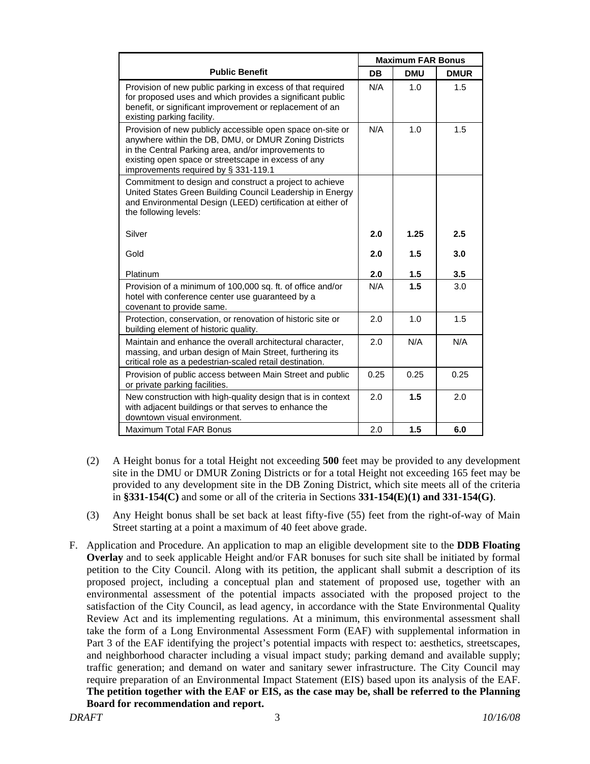| Public Benefit | Maximum FAR Bonus | | |
|---|---|---|---|
| | **DB** | **DMU** | **DMUR** |
| Provision of new public parking in excess of that required for proposed uses and which provides a significant public benefit, or significant improvement or replacement of an existing parking facility. | N/A | 1.0 | 1.5 |
| Provision of new publicly accessible open space on-site or anywhere within the DB, DMU, or DMUR Zoning Districts in the Central Parking area, and/or improvements to existing open space or streetscape in excess of any improvements required by § 331-119.1 | N/A | 1.0 | 1.5 |
| Commitment to design and construct a project to achieve United States Green Building Council Leadership in Energy and Environmental Design (LEED) certification at either of the following levels: | | | |
| Silver | **2.0** | **1.25** | **2.5** |
| Gold | **2.0** | **1.5** | **3.0** |
| Platinum | **2.0** | **1.5** | **3.5** |
| Provision of a minimum of 100,000 sq. ft. of office and/or hotel with conference center use guaranteed by a covenant to provide same. | N/A | **1.5** | 3.0 |
| Protection, conservation, or renovation of historic site or building element of historic quality. | 2.0 | 1.0 | 1.5 |
| Maintain and enhance the overall architectural character, massing, and urban design of Main Street, furthering its critical role as a pedestrian-scaled retail destination. | 2.0 | N/A | N/A |
| Provision of public access between Main Street and public or private parking facilities. | 0.25 | 0.25 | 0.25 |
| New construction with high-quality design that is in context with adjacent buildings or that serves to enhance the downtown visual environment. | 2.0 | **1.5** | 2.0 |
| Maximum Total FAR Bonus | 2.0 | **1.5** | **6.0** |

(2) A Height bonus for a total Height not exceeding **500** feet may be provided to any development site in the DMU or DMUR Zoning Districts or for a total Height not exceeding 165 feet may be provided to any development site in the DB Zoning District, which site meets all of the criteria in **§331-154(C)** and some or all of the criteria in Sections **331-154(E)(1) and 331-154(G)**.

(3) Any Height bonus shall be set back at least fifty-five (55) feet from the right-of-way of Main Street starting at a point a maximum of 40 feet above grade.

F. Application and Procedure. An application to map an eligible development site to the **DDB Floating Overlay** and to seek applicable Height and/or FAR bonuses for such site shall be initiated by formal petition to the City Council. Along with its petition, the applicant shall submit a description of its proposed project, including a conceptual plan and statement of proposed use, together with an environmental assessment of the potential impacts associated with the proposed project to the satisfaction of the City Council, as lead agency, in accordance with the State Environmental Quality Review Act and its implementing regulations. At a minimum, this environmental assessment shall take the form of a Long Environmental Assessment Form (EAF) with supplemental information in Part 3 of the EAF identifying the project's potential impacts with respect to: aesthetics, streetscapes, and neighborhood character including a visual impact study; parking demand and available supply; traffic generation; and demand on water and sanitary sewer infrastructure. The City Council may require preparation of an Environmental Impact Statement (EIS) based upon its analysis of the EAF. **The petition together with the EAF or EIS, as the case may be, shall be referred to the Planning Board for recommendation and report.**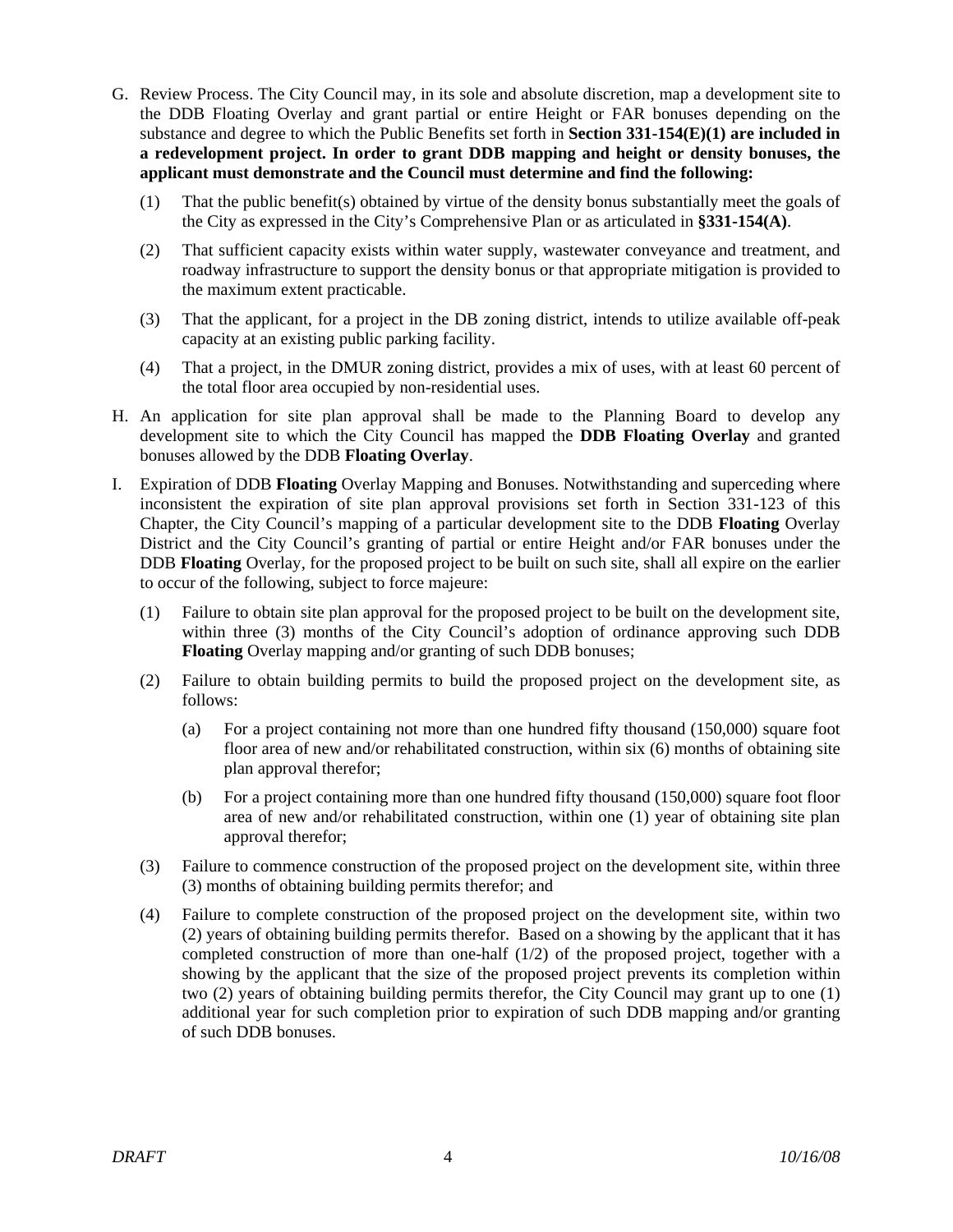G. Review Process. The City Council may, in its sole and absolute discretion, map a development site to the DDB Floating Overlay and grant partial or entire Height or FAR bonuses depending on the substance and degree to which the Public Benefits set forth in **Section 331-154(E)(1) are included in a redevelopment project. In order to grant DDB mapping and height or density bonuses, the applicant must demonstrate and the Council must determine and find the following:**

   (1) That the public benefit(s) obtained by virtue of the density bonus substantially meet the goals of the City as expressed in the City's Comprehensive Plan or as articulated in **§331-154(A)**.

   (2) That sufficient capacity exists within water supply, wastewater conveyance and treatment, and roadway infrastructure to support the density bonus or that appropriate mitigation is provided to the maximum extent practicable.

   (3) That the applicant, for a project in the DB zoning district, intends to utilize available off-peak capacity at an existing public parking facility.

   (4) That a project, in the DMUR zoning district, provides a mix of uses, with at least 60 percent of the total floor area occupied by non-residential uses.

H. An application for site plan approval shall be made to the Planning Board to develop any development site to which the City Council has mapped the **DDB Floating Overlay** and granted bonuses allowed by the DDB **Floating Overlay**.

I. Expiration of DDB **Floating** Overlay Mapping and Bonuses. Notwithstanding and superceding where inconsistent the expiration of site plan approval provisions set forth in Section 331-123 of this Chapter, the City Council's mapping of a particular development site to the DDB **Floating** Overlay District and the City Council's granting of partial or entire Height and/or FAR bonuses under the DDB **Floating** Overlay, for the proposed project to be built on such site, shall all expire on the earlier to occur of the following, subject to force majeure:

   (1) Failure to obtain site plan approval for the proposed project to be built on the development site, within three (3) months of the City Council's adoption of ordinance approving such DDB **Floating** Overlay mapping and/or granting of such DDB bonuses;

   (2) Failure to obtain building permits to build the proposed project on the development site, as follows:

      (a) For a project containing not more than one hundred fifty thousand (150,000) square foot floor area of new and/or rehabilitated construction, within six (6) months of obtaining site plan approval therefor;

      (b) For a project containing more than one hundred fifty thousand (150,000) square foot floor area of new and/or rehabilitated construction, within one (1) year of obtaining site plan approval therefor;

   (3) Failure to commence construction of the proposed project on the development site, within three (3) months of obtaining building permits therefor; and

   (4) Failure to complete construction of the proposed project on the development site, within two (2) years of obtaining building permits therefor. Based on a showing by the applicant that it has completed construction of more than one-half (1/2) of the proposed project, together with a showing by the applicant that the size of the proposed project prevents its completion within two (2) years of obtaining building permits therefor, the City Council may grant up to one (1) additional year for such completion prior to expiration of such DDB mapping and/or granting of such DDB bonuses.